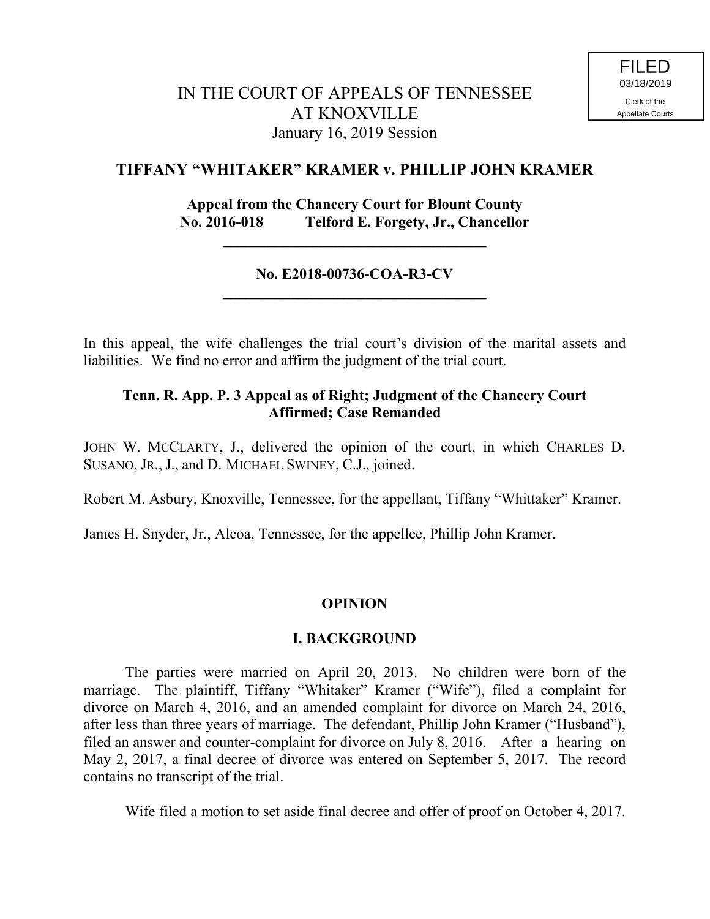FILED
03/18/2019
Clerk of the
Appellate Courts

# IN THE COURT OF APPEALS OF TENNESSEE AT KNOXVILLE

January 16, 2019 Session

## TIFFANY "WHITAKER" KRAMER v. PHILLIP JOHN KRAMER

**Appeal from the Chancery Court for Blount County**
**No. 2016-018 Telford E. Forgety, Jr., Chancellor**

---

**No. E2018-00736-COA-R3-CV**

---

In this appeal, the wife challenges the trial court's division of the marital assets and liabilities. We find no error and affirm the judgment of the trial court.

**Tenn. R. App. P. 3 Appeal as of Right; Judgment of the Chancery Court Affirmed; Case Remanded**

JOHN W. MCCLARTY, J., delivered the opinion of the court, in which CHARLES D. SUSANO, JR., J., and D. MICHAEL SWINEY, C.J., joined.

Robert M. Asbury, Knoxville, Tennessee, for the appellant, Tiffany "Whittaker" Kramer.

James H. Snyder, Jr., Alcoa, Tennessee, for the appellee, Phillip John Kramer.

## OPINION

### I. BACKGROUND

The parties were married on April 20, 2013. No children were born of the marriage. The plaintiff, Tiffany "Whitaker" Kramer ("Wife"), filed a complaint for divorce on March 4, 2016, and an amended complaint for divorce on March 24, 2016, after less than three years of marriage. The defendant, Phillip John Kramer ("Husband"), filed an answer and counter-complaint for divorce on July 8, 2016. After a hearing on May 2, 2017, a final decree of divorce was entered on September 5, 2017. The record contains no transcript of the trial.

Wife filed a motion to set aside final decree and offer of proof on October 4, 2017.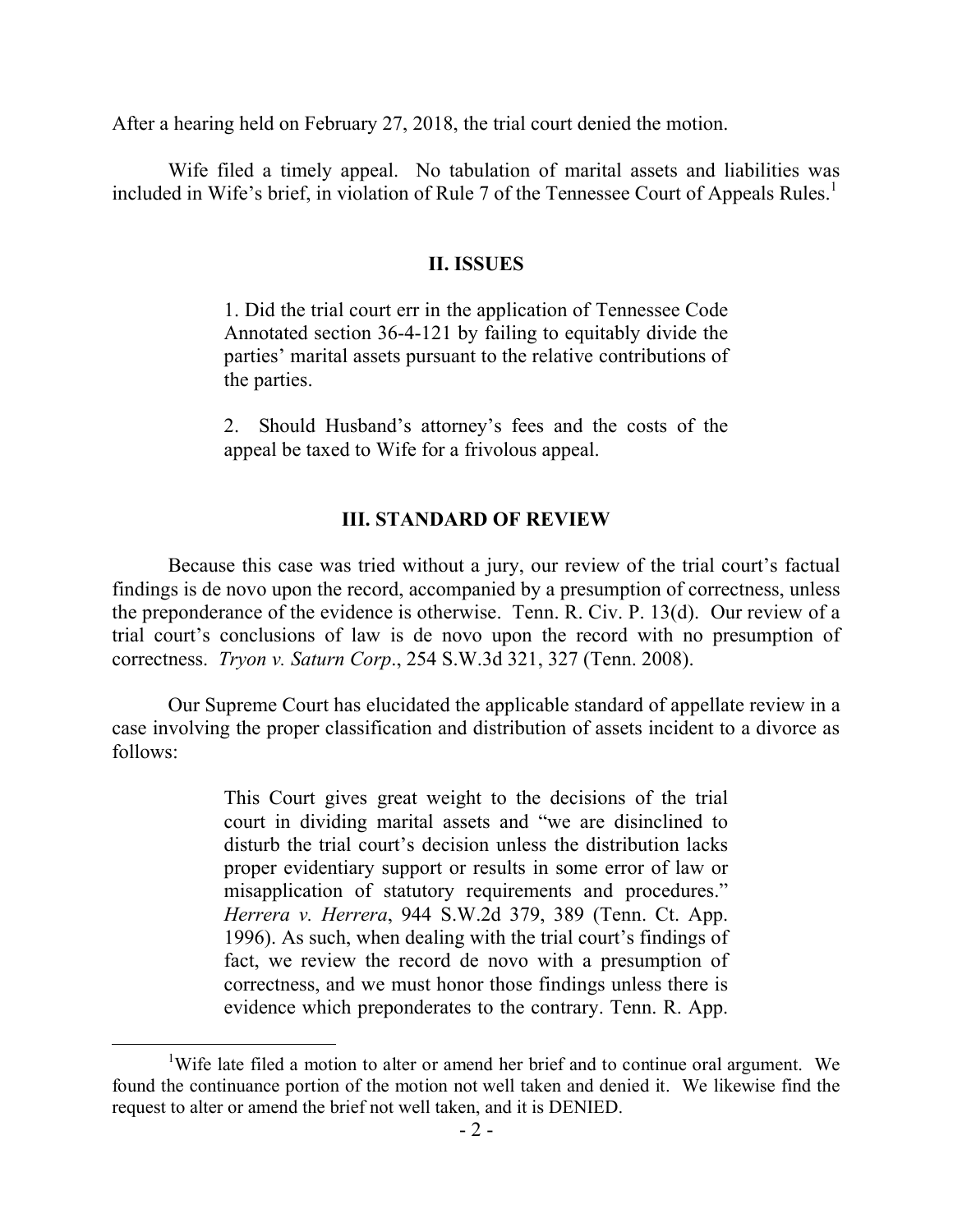After a hearing held on February 27, 2018, the trial court denied the motion.

Wife filed a timely appeal. No tabulation of marital assets and liabilities was included in Wife's brief, in violation of Rule 7 of the Tennessee Court of Appeals Rules.[1]

## II. ISSUES

> 1. Did the trial court err in the application of Tennessee Code Annotated section 36-4-121 by failing to equitably divide the parties' marital assets pursuant to the relative contributions of the parties.
>
> 2. Should Husband's attorney's fees and the costs of the appeal be taxed to Wife for a frivolous appeal.

## III. STANDARD OF REVIEW

Because this case was tried without a jury, our review of the trial court's factual findings is de novo upon the record, accompanied by a presumption of correctness, unless the preponderance of the evidence is otherwise. Tenn. R. Civ. P. 13(d). Our review of a trial court's conclusions of law is de novo upon the record with no presumption of correctness. *Tryon v. Saturn Corp*., 254 S.W.3d 321, 327 (Tenn. 2008).

Our Supreme Court has elucidated the applicable standard of appellate review in a case involving the proper classification and distribution of assets incident to a divorce as follows:

> This Court gives great weight to the decisions of the trial court in dividing marital assets and "we are disinclined to disturb the trial court's decision unless the distribution lacks proper evidentiary support or results in some error of law or misapplication of statutory requirements and procedures." *Herrera v. Herrera*, 944 S.W.2d 379, 389 (Tenn. Ct. App. 1996). As such, when dealing with the trial court's findings of fact, we review the record de novo with a presumption of correctness, and we must honor those findings unless there is evidence which preponderates to the contrary. Tenn. R. App.

---

[1] Wife late filed a motion to alter or amend her brief and to continue oral argument. We found the continuance portion of the motion not well taken and denied it. We likewise find the request to alter or amend the brief not well taken, and it is DENIED.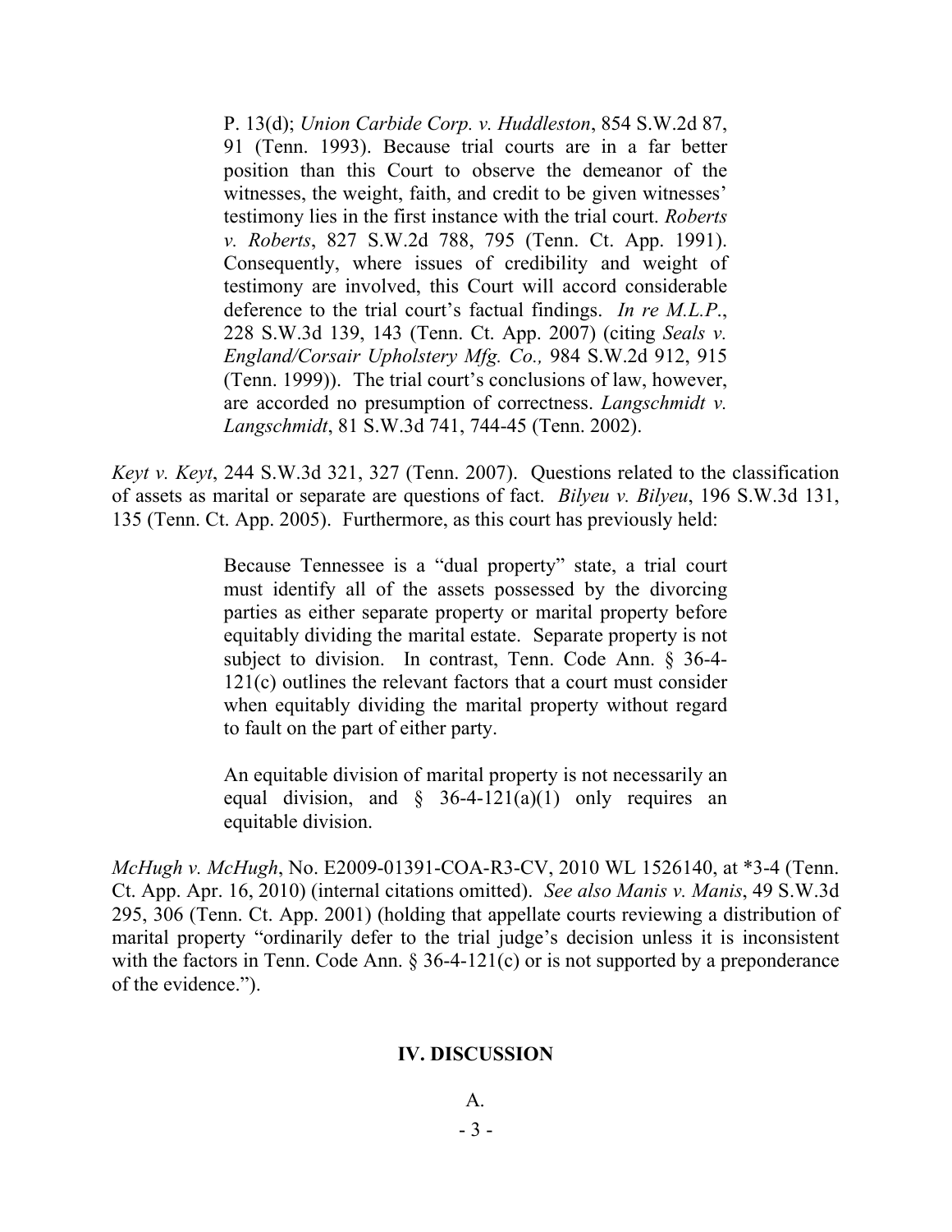> P. 13(d); *Union Carbide Corp. v. Huddleston*, 854 S.W.2d 87, 91 (Tenn. 1993). Because trial courts are in a far better position than this Court to observe the demeanor of the witnesses, the weight, faith, and credit to be given witnesses' testimony lies in the first instance with the trial court. *Roberts v. Roberts*, 827 S.W.2d 788, 795 (Tenn. Ct. App. 1991). Consequently, where issues of credibility and weight of testimony are involved, this Court will accord considerable deference to the trial court's factual findings. *In re M.L.P.*, 228 S.W.3d 139, 143 (Tenn. Ct. App. 2007) (citing *Seals v. England/Corsair Upholstery Mfg. Co.,* 984 S.W.2d 912, 915 (Tenn. 1999)). The trial court's conclusions of law, however, are accorded no presumption of correctness. *Langschmidt v. Langschmidt*, 81 S.W.3d 741, 744-45 (Tenn. 2002).

*Keyt v. Keyt*, 244 S.W.3d 321, 327 (Tenn. 2007). Questions related to the classification of assets as marital or separate are questions of fact. *Bilyeu v. Bilyeu*, 196 S.W.3d 131, 135 (Tenn. Ct. App. 2005). Furthermore, as this court has previously held:

> Because Tennessee is a "dual property" state, a trial court must identify all of the assets possessed by the divorcing parties as either separate property or marital property before equitably dividing the marital estate. Separate property is not subject to division. In contrast, Tenn. Code Ann. § 36-4-121(c) outlines the relevant factors that a court must consider when equitably dividing the marital property without regard to fault on the part of either party.
>
> An equitable division of marital property is not necessarily an equal division, and § 36-4-121(a)(1) only requires an equitable division.

*McHugh v. McHugh*, No. E2009-01391-COA-R3-CV, 2010 WL 1526140, at *3-4 (Tenn. Ct. App. Apr. 16, 2010) (internal citations omitted). *See also Manis v. Manis*, 49 S.W.3d 295, 306 (Tenn. Ct. App. 2001) (holding that appellate courts reviewing a distribution of marital property "ordinarily defer to the trial judge's decision unless it is inconsistent with the factors in Tenn. Code Ann. § 36-4-121(c) or is not supported by a preponderance of the evidence.").

## IV. DISCUSSION

### A.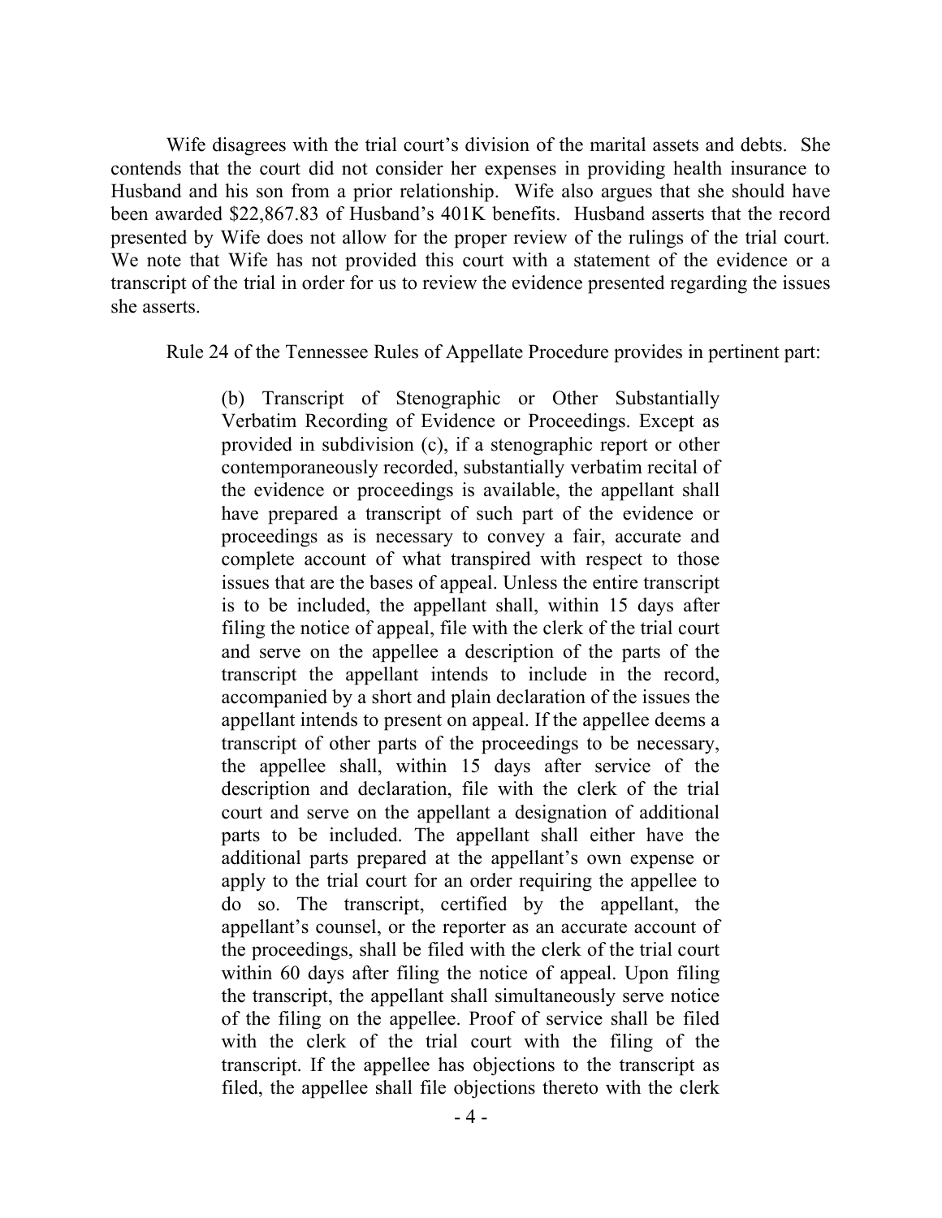Wife disagrees with the trial court's division of the marital assets and debts. She contends that the court did not consider her expenses in providing health insurance to Husband and his son from a prior relationship. Wife also argues that she should have been awarded $22,867.83 of Husband's 401K benefits. Husband asserts that the record presented by Wife does not allow for the proper review of the rulings of the trial court. We note that Wife has not provided this court with a statement of the evidence or a transcript of the trial in order for us to review the evidence presented regarding the issues she asserts.

Rule 24 of the Tennessee Rules of Appellate Procedure provides in pertinent part:

> (b) Transcript of Stenographic or Other Substantially Verbatim Recording of Evidence or Proceedings. Except as provided in subdivision (c), if a stenographic report or other contemporaneously recorded, substantially verbatim recital of the evidence or proceedings is available, the appellant shall have prepared a transcript of such part of the evidence or proceedings as is necessary to convey a fair, accurate and complete account of what transpired with respect to those issues that are the bases of appeal. Unless the entire transcript is to be included, the appellant shall, within 15 days after filing the notice of appeal, file with the clerk of the trial court and serve on the appellee a description of the parts of the transcript the appellant intends to include in the record, accompanied by a short and plain declaration of the issues the appellant intends to present on appeal. If the appellee deems a transcript of other parts of the proceedings to be necessary, the appellee shall, within 15 days after service of the description and declaration, file with the clerk of the trial court and serve on the appellant a designation of additional parts to be included. The appellant shall either have the additional parts prepared at the appellant's own expense or apply to the trial court for an order requiring the appellee to do so. The transcript, certified by the appellant, the appellant's counsel, or the reporter as an accurate account of the proceedings, shall be filed with the clerk of the trial court within 60 days after filing the notice of appeal. Upon filing the transcript, the appellant shall simultaneously serve notice of the filing on the appellee. Proof of service shall be filed with the clerk of the trial court with the filing of the transcript. If the appellee has objections to the transcript as filed, the appellee shall file objections thereto with the clerk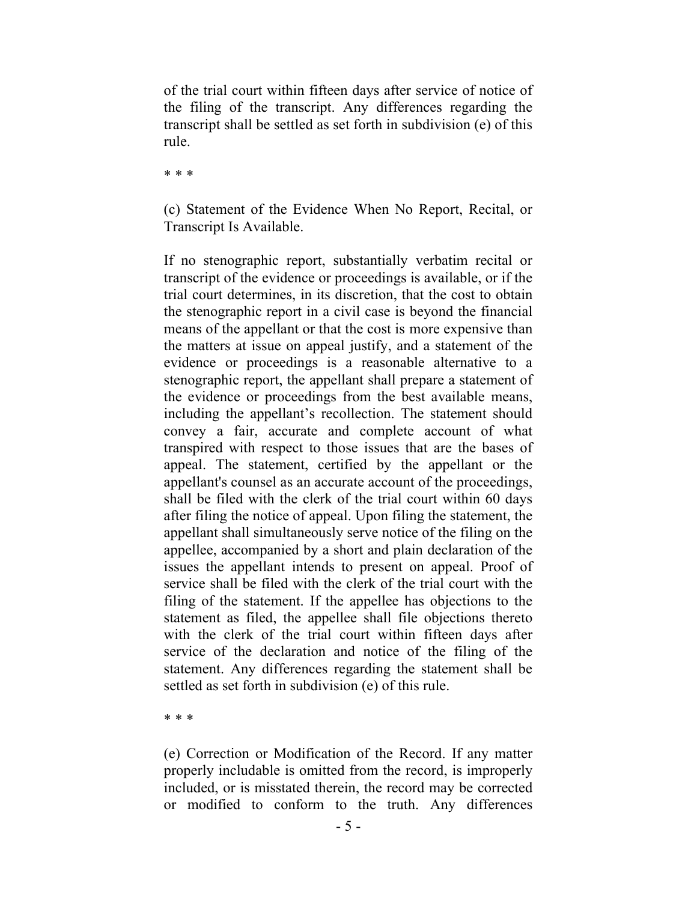of the trial court within fifteen days after service of notice of the filing of the transcript. Any differences regarding the transcript shall be settled as set forth in subdivision (e) of this rule.

* * *

(c) Statement of the Evidence When No Report, Recital, or Transcript Is Available.

If no stenographic report, substantially verbatim recital or transcript of the evidence or proceedings is available, or if the trial court determines, in its discretion, that the cost to obtain the stenographic report in a civil case is beyond the financial means of the appellant or that the cost is more expensive than the matters at issue on appeal justify, and a statement of the evidence or proceedings is a reasonable alternative to a stenographic report, the appellant shall prepare a statement of the evidence or proceedings from the best available means, including the appellant's recollection. The statement should convey a fair, accurate and complete account of what transpired with respect to those issues that are the bases of appeal. The statement, certified by the appellant or the appellant's counsel as an accurate account of the proceedings, shall be filed with the clerk of the trial court within 60 days after filing the notice of appeal. Upon filing the statement, the appellant shall simultaneously serve notice of the filing on the appellee, accompanied by a short and plain declaration of the issues the appellant intends to present on appeal. Proof of service shall be filed with the clerk of the trial court with the filing of the statement. If the appellee has objections to the statement as filed, the appellee shall file objections thereto with the clerk of the trial court within fifteen days after service of the declaration and notice of the filing of the statement. Any differences regarding the statement shall be settled as set forth in subdivision (e) of this rule.

* * *

(e) Correction or Modification of the Record. If any matter properly includable is omitted from the record, is improperly included, or is misstated therein, the record may be corrected or modified to conform to the truth. Any differences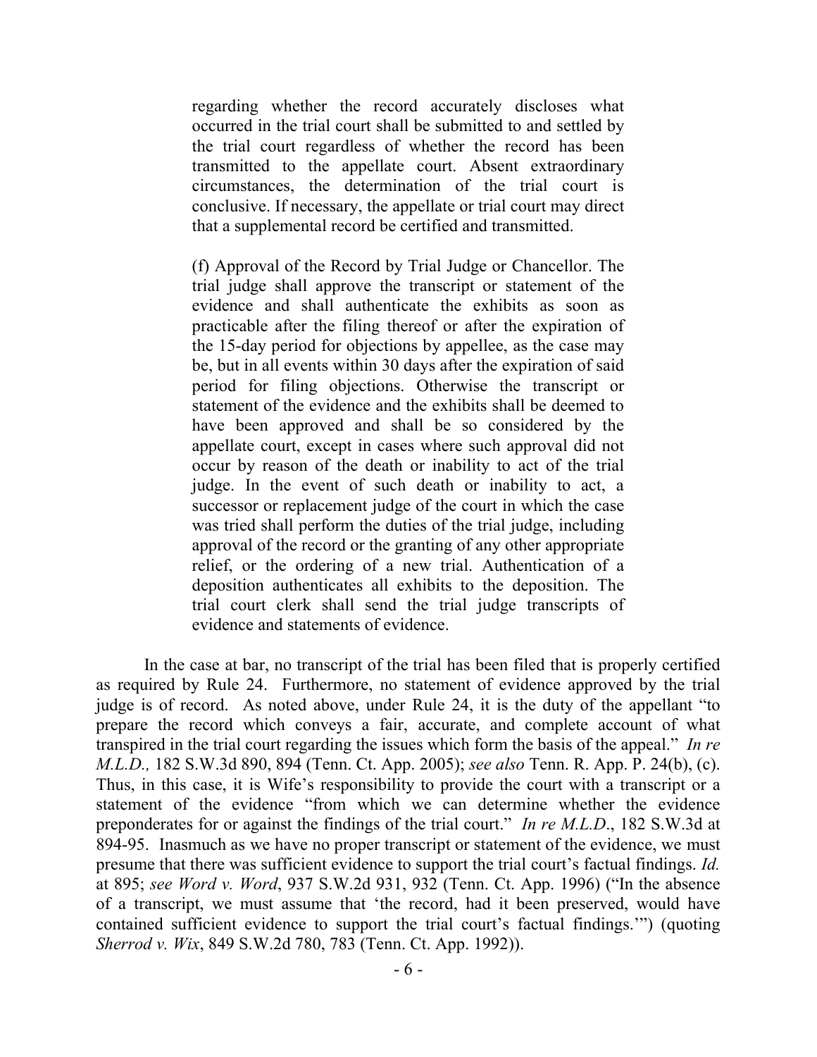> regarding whether the record accurately discloses what occurred in the trial court shall be submitted to and settled by the trial court regardless of whether the record has been transmitted to the appellate court. Absent extraordinary circumstances, the determination of the trial court is conclusive. If necessary, the appellate or trial court may direct that a supplemental record be certified and transmitted.
>
> (f) Approval of the Record by Trial Judge or Chancellor. The trial judge shall approve the transcript or statement of the evidence and shall authenticate the exhibits as soon as practicable after the filing thereof or after the expiration of the 15-day period for objections by appellee, as the case may be, but in all events within 30 days after the expiration of said period for filing objections. Otherwise the transcript or statement of the evidence and the exhibits shall be deemed to have been approved and shall be so considered by the appellate court, except in cases where such approval did not occur by reason of the death or inability to act of the trial judge. In the event of such death or inability to act, a successor or replacement judge of the court in which the case was tried shall perform the duties of the trial judge, including approval of the record or the granting of any other appropriate relief, or the ordering of a new trial. Authentication of a deposition authenticates all exhibits to the deposition. The trial court clerk shall send the trial judge transcripts of evidence and statements of evidence.

In the case at bar, no transcript of the trial has been filed that is properly certified as required by Rule 24. Furthermore, no statement of evidence approved by the trial judge is of record. As noted above, under Rule 24, it is the duty of the appellant "to prepare the record which conveys a fair, accurate, and complete account of what transpired in the trial court regarding the issues which form the basis of the appeal." *In re M.L.D.,* 182 S.W.3d 890, 894 (Tenn. Ct. App. 2005); *see also* Tenn. R. App. P. 24(b), (c). Thus, in this case, it is Wife's responsibility to provide the court with a transcript or a statement of the evidence "from which we can determine whether the evidence preponderates for or against the findings of the trial court." *In re M.L.D*., 182 S.W.3d at 894-95. Inasmuch as we have no proper transcript or statement of the evidence, we must presume that there was sufficient evidence to support the trial court's factual findings. *Id.* at 895; *see Word v. Word*, 937 S.W.2d 931, 932 (Tenn. Ct. App. 1996) ("In the absence of a transcript, we must assume that 'the record, had it been preserved, would have contained sufficient evidence to support the trial court's factual findings.'") (quoting *Sherrod v. Wix*, 849 S.W.2d 780, 783 (Tenn. Ct. App. 1992)).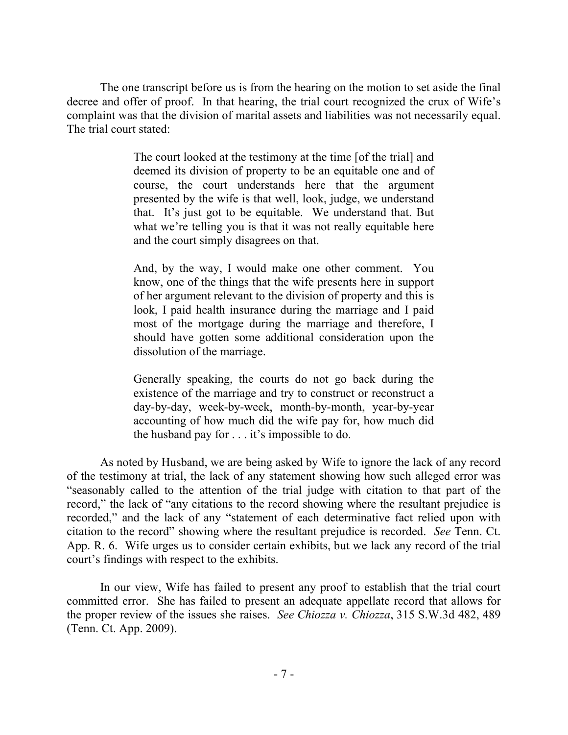The one transcript before us is from the hearing on the motion to set aside the final decree and offer of proof. In that hearing, the trial court recognized the crux of Wife's complaint was that the division of marital assets and liabilities was not necessarily equal. The trial court stated:

> The court looked at the testimony at the time [of the trial] and deemed its division of property to be an equitable one and of course, the court understands here that the argument presented by the wife is that well, look, judge, we understand that. It's just got to be equitable. We understand that. But what we're telling you is that it was not really equitable here and the court simply disagrees on that.
>
> And, by the way, I would make one other comment. You know, one of the things that the wife presents here in support of her argument relevant to the division of property and this is look, I paid health insurance during the marriage and I paid most of the mortgage during the marriage and therefore, I should have gotten some additional consideration upon the dissolution of the marriage.
>
> Generally speaking, the courts do not go back during the existence of the marriage and try to construct or reconstruct a day-by-day, week-by-week, month-by-month, year-by-year accounting of how much did the wife pay for, how much did the husband pay for . . . it's impossible to do.

As noted by Husband, we are being asked by Wife to ignore the lack of any record of the testimony at trial, the lack of any statement showing how such alleged error was "seasonably called to the attention of the trial judge with citation to that part of the record," the lack of "any citations to the record showing where the resultant prejudice is recorded," and the lack of any "statement of each determinative fact relied upon with citation to the record" showing where the resultant prejudice is recorded. *See* Tenn. Ct. App. R. 6. Wife urges us to consider certain exhibits, but we lack any record of the trial court's findings with respect to the exhibits.

In our view, Wife has failed to present any proof to establish that the trial court committed error. She has failed to present an adequate appellate record that allows for the proper review of the issues she raises. *See Chiozza v. Chiozza*, 315 S.W.3d 482, 489 (Tenn. Ct. App. 2009).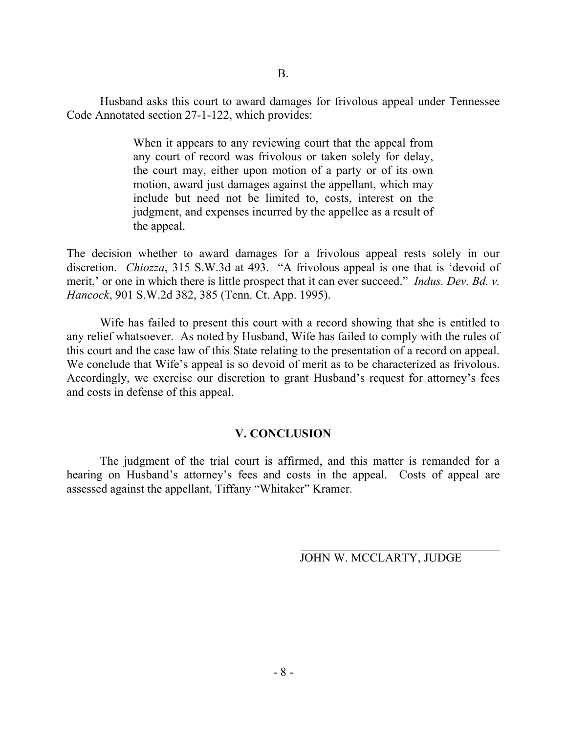B.

Husband asks this court to award damages for frivolous appeal under Tennessee Code Annotated section 27-1-122, which provides:

> When it appears to any reviewing court that the appeal from any court of record was frivolous or taken solely for delay, the court may, either upon motion of a party or of its own motion, award just damages against the appellant, which may include but need not be limited to, costs, interest on the judgment, and expenses incurred by the appellee as a result of the appeal.

The decision whether to award damages for a frivolous appeal rests solely in our discretion. *Chiozza*, 315 S.W.3d at 493. "A frivolous appeal is one that is 'devoid of merit,' or one in which there is little prospect that it can ever succeed." *Indus. Dev. Bd. v. Hancock*, 901 S.W.2d 382, 385 (Tenn. Ct. App. 1995).

Wife has failed to present this court with a record showing that she is entitled to any relief whatsoever. As noted by Husband, Wife has failed to comply with the rules of this court and the case law of this State relating to the presentation of a record on appeal. We conclude that Wife's appeal is so devoid of merit as to be characterized as frivolous. Accordingly, we exercise our discretion to grant Husband's request for attorney's fees and costs in defense of this appeal.

## V. CONCLUSION

The judgment of the trial court is affirmed, and this matter is remanded for a hearing on Husband's attorney's fees and costs in the appeal. Costs of appeal are assessed against the appellant, Tiffany "Whitaker" Kramer.

\_\_\_\_\_\_\_\_\_\_\_\_\_\_\_\_\_\_\_\_\_\_\_\_\_\_\_\_\_\_\_\_\_\_

JOHN W. MCCLARTY, JUDGE